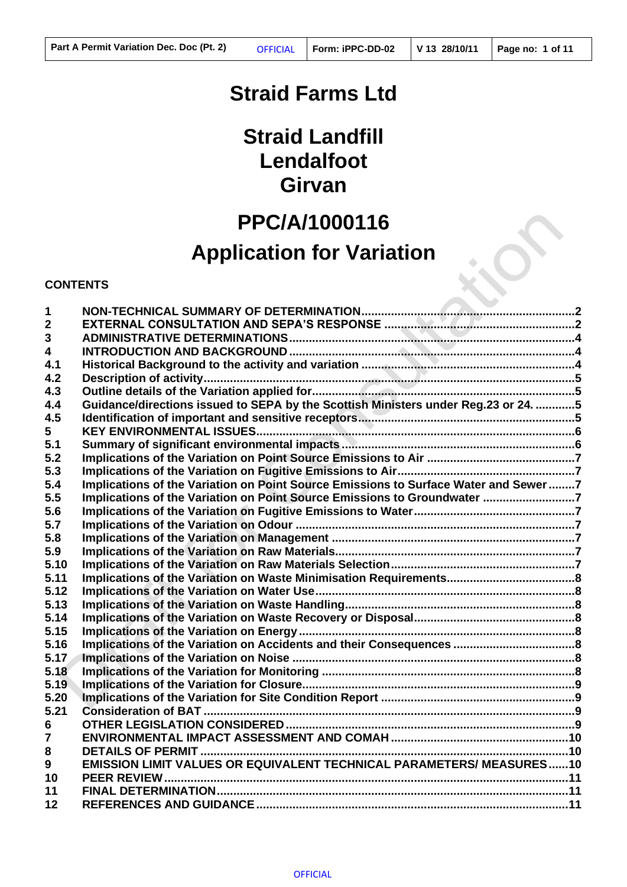# Straid Farms Ltd

# Straid Landfill
# Lendalfoot
# Girvan

# PPC/A/1000116
# Application for Variation

**CONTENTS**

| | | |
|---|---|---|
| 1 | NON-TECHNICAL SUMMARY OF DETERMINATION | 2 |
| 2 | EXTERNAL CONSULTATION AND SEPA'S RESPONSE | 2 |
| 3 | ADMINISTRATIVE DETERMINATIONS | 4 |
| 4 | INTRODUCTION AND BACKGROUND | 4 |
| 4.1 | Historical Background to the activity and variation | 4 |
| 4.2 | Description of activity | 5 |
| 4.3 | Outline details of the Variation applied for | 5 |
| 4.4 | Guidance/directions issued to SEPA by the Scottish Ministers under Reg.23 or 24. | 5 |
| 4.5 | Identification of important and sensitive receptors | 5 |
| 5 | KEY ENVIRONMENTAL ISSUES | 6 |
| 5.1 | Summary of significant environmental impacts | 6 |
| 5.2 | Implications of the Variation on Point Source Emissions to Air | 7 |
| 5.3 | Implications of the Variation on Fugitive Emissions to Air | 7 |
| 5.4 | Implications of the Variation on Point Source Emissions to Surface Water and Sewer | 7 |
| 5.5 | Implications of the Variation on Point Source Emissions to Groundwater | 7 |
| 5.6 | Implications of the Variation on Fugitive Emissions to Water | 7 |
| 5.7 | Implications of the Variation on Odour | 7 |
| 5.8 | Implications of the Variation on Management | 7 |
| 5.9 | Implications of the Variation on Raw Materials | 7 |
| 5.10 | Implications of the Variation on Raw Materials Selection | 7 |
| 5.11 | Implications of the Variation on Waste Minimisation Requirements | 8 |
| 5.12 | Implications of the Variation on Water Use | 8 |
| 5.13 | Implications of the Variation on Waste Handling | 8 |
| 5.14 | Implications of the Variation on Waste Recovery or Disposal | 8 |
| 5.15 | Implications of the Variation on Energy | 8 |
| 5.16 | Implications of the Variation on Accidents and their Consequences | 8 |
| 5.17 | Implications of the Variation on Noise | 8 |
| 5.18 | Implications of the Variation for Monitoring | 8 |
| 5.19 | Implications of the Variation for Closure | 9 |
| 5.20 | Implications of the Variation for Site Condition Report | 9 |
| 5.21 | Consideration of BAT | 9 |
| 6 | OTHER LEGISLATION CONSIDERED | 9 |
| 7 | ENVIRONMENTAL IMPACT ASSESSMENT AND COMAH | 10 |
| 8 | DETAILS OF PERMIT | 10 |
| 9 | EMISSION LIMIT VALUES OR EQUIVALENT TECHNICAL PARAMETERS/ MEASURES | 10 |
| 10 | PEER REVIEW | 11 |
| 11 | FINAL DETERMINATION | 11 |
| 12 | REFERENCES AND GUIDANCE | 11 |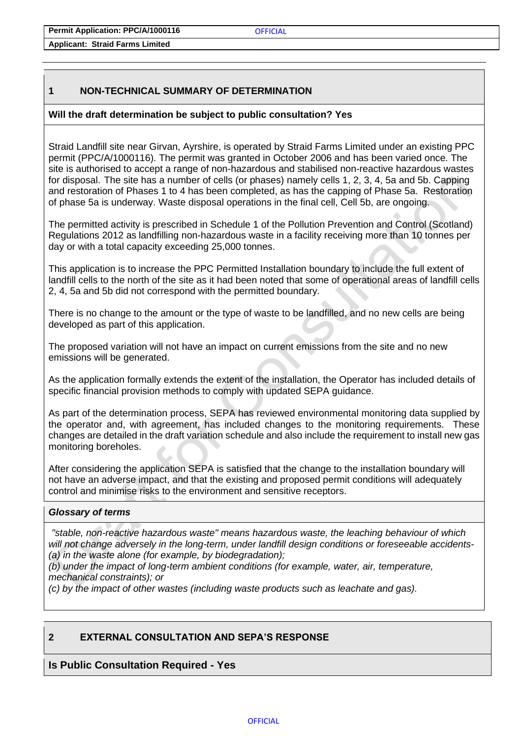## 1 NON-TECHNICAL SUMMARY OF DETERMINATION

**Will the draft determination be subject to public consultation? Yes**

Straid Landfill site near Girvan, Ayrshire, is operated by Straid Farms Limited under an existing PPC permit (PPC/A/1000116). The permit was granted in October 2006 and has been varied once. The site is authorised to accept a range of non-hazardous and stabilised non-reactive hazardous wastes for disposal. The site has a number of cells (or phases) namely cells 1, 2, 3, 4, 5a and 5b. Capping and restoration of Phases 1 to 4 has been completed, as has the capping of Phase 5a. Restoration of phase 5a is underway. Waste disposal operations in the final cell, Cell 5b, are ongoing.

The permitted activity is prescribed in Schedule 1 of the Pollution Prevention and Control (Scotland) Regulations 2012 as landfilling non-hazardous waste in a facility receiving more than 10 tonnes per day or with a total capacity exceeding 25,000 tonnes.

This application is to increase the PPC Permitted Installation boundary to include the full extent of landfill cells to the north of the site as it had been noted that some of operational areas of landfill cells 2, 4, 5a and 5b did not correspond with the permitted boundary.

There is no change to the amount or the type of waste to be landfilled, and no new cells are being developed as part of this application.

The proposed variation will not have an impact on current emissions from the site and no new emissions will be generated.

As the application formally extends the extent of the installation, the Operator has included details of specific financial provision methods to comply with updated SEPA guidance.

As part of the determination process, SEPA has reviewed environmental monitoring data supplied by the operator and, with agreement, has included changes to the monitoring requirements. These changes are detailed in the draft variation schedule and also include the requirement to install new gas monitoring boreholes.

After considering the application SEPA is satisfied that the change to the installation boundary will not have an adverse impact, and that the existing and proposed permit conditions will adequately control and minimise risks to the environment and sensitive receptors.

***Glossary of terms***

*"stable, non-reactive hazardous waste" means hazardous waste, the leaching behaviour of which will not change adversely in the long-term, under landfill design conditions or foreseeable accidents-*
*(a) in the waste alone (for example, by biodegradation);*
*(b) under the impact of long-term ambient conditions (for example, water, air, temperature, mechanical constraints); or*
*(c) by the impact of other wastes (including waste products such as leachate and gas).*

## 2 EXTERNAL CONSULTATION AND SEPA'S RESPONSE

**Is Public Consultation Required - Yes**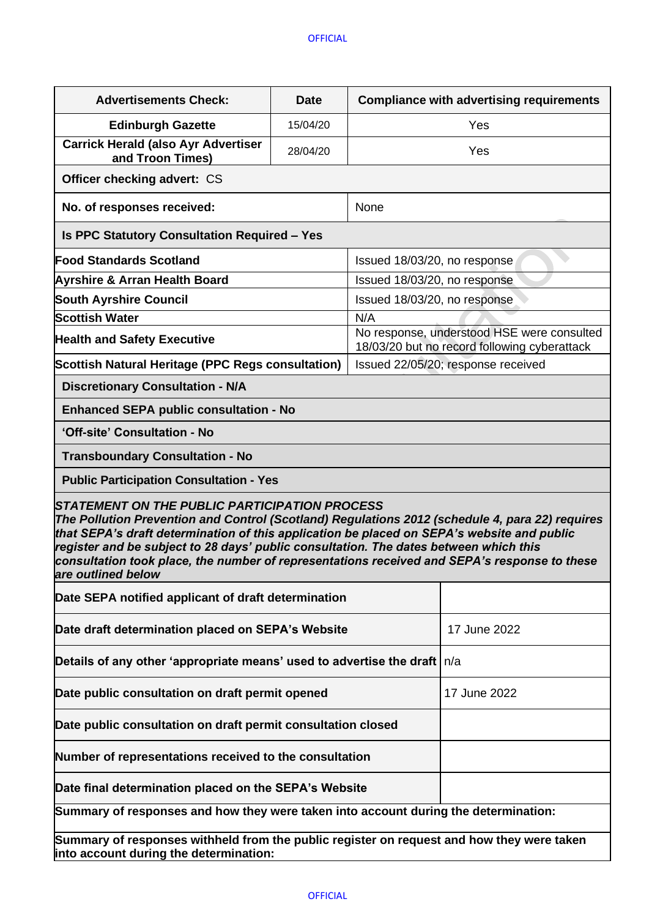| Advertisements Check: | Date | Compliance with advertising requirements |
| --- | --- | --- |
| Edinburgh Gazette | 15/04/20 | Yes |
| Carrick Herald (also Ayr Advertiser and Troon Times) | 28/04/20 | Yes |
| Officer checking advert: CS | | |
| No. of responses received: | | None |
| Is PPC Statutory Consultation Required – Yes | | |
| Food Standards Scotland | | Issued 18/03/20, no response |
| Ayrshire & Arran Health Board | | Issued 18/03/20, no response |
| South Ayrshire Council | | Issued 18/03/20, no response |
| Scottish Water | | N/A |
| Health and Safety Executive | | No response, understood HSE were consulted 18/03/20 but no record following cyberattack |
| Scottish Natural Heritage (PPC Regs consultation) | | Issued 22/05/20; response received |
| Discretionary Consultation - N/A | | |
| Enhanced SEPA public consultation - No | | |
| 'Off-site' Consultation - No | | |
| Transboundary Consultation - No | | |
| Public Participation Consultation - Yes | | |

***STATEMENT ON THE PUBLIC PARTICIPATION PROCESS***
***The Pollution Prevention and Control (Scotland) Regulations 2012 (schedule 4, para 22) requires that SEPA's draft determination of this application be placed on SEPA's website and public register and be subject to 28 days' public consultation. The dates between which this consultation took place, the number of representations received and SEPA's response to these are outlined below***

| | |
| --- | --- |
| Date SEPA notified applicant of draft determination | |
| Date draft determination placed on SEPA's Website | 17 June 2022 |
| Details of any other 'appropriate means' used to advertise the draft | n/a |
| Date public consultation on draft permit opened | 17 June 2022 |
| Date public consultation on draft permit consultation closed | |
| Number of representations received to the consultation | |
| Date final determination placed on the SEPA's Website | |

**Summary of responses and how they were taken into account during the determination:**

**Summary of responses withheld from the public register on request and how they were taken into account during the determination:**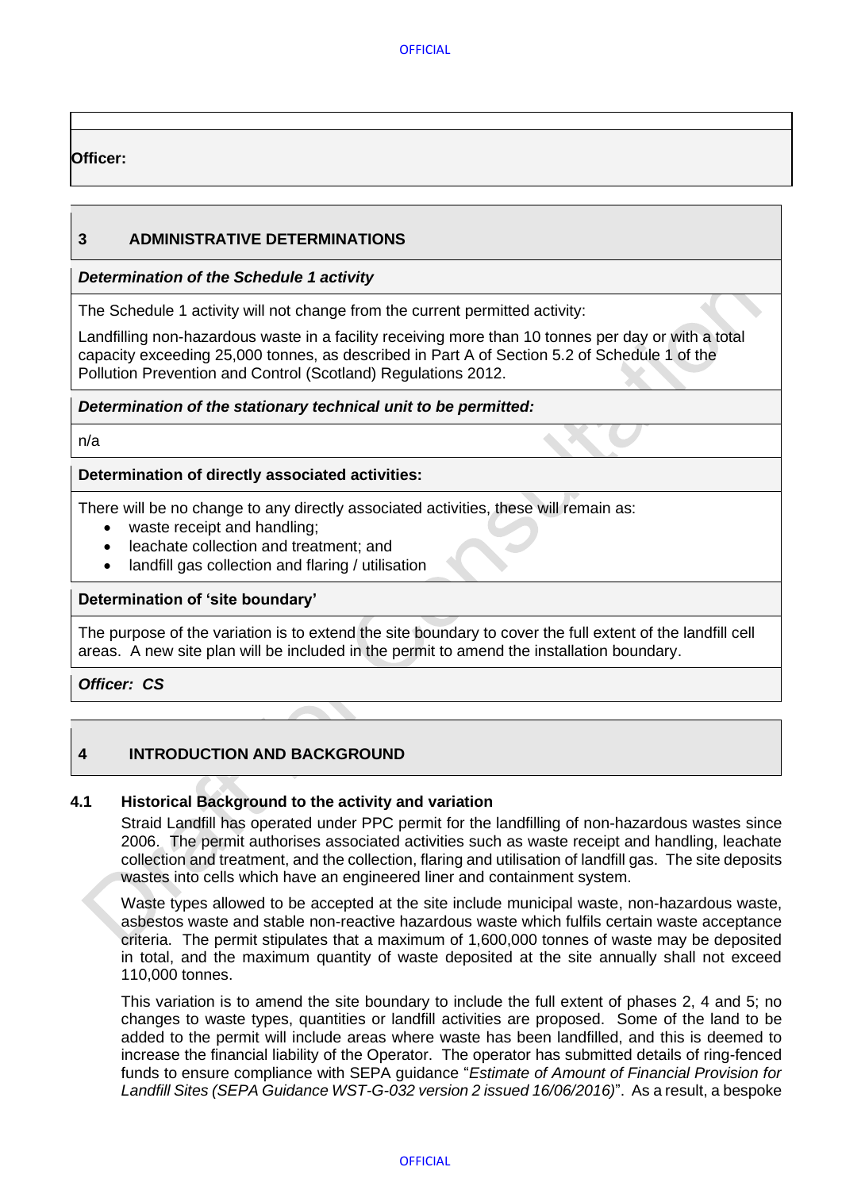**Officer:**

## 3 ADMINISTRATIVE DETERMINATIONS

***Determination of the Schedule 1 activity***

The Schedule 1 activity will not change from the current permitted activity:

Landfilling non-hazardous waste in a facility receiving more than 10 tonnes per day or with a total capacity exceeding 25,000 tonnes, as described in Part A of Section 5.2 of Schedule 1 of the Pollution Prevention and Control (Scotland) Regulations 2012.

***Determination of the stationary technical unit to be permitted:***

n/a

**Determination of directly associated activities:**

There will be no change to any directly associated activities, these will remain as:

- waste receipt and handling;
- leachate collection and treatment; and
- landfill gas collection and flaring / utilisation

**Determination of 'site boundary'**

The purpose of the variation is to extend the site boundary to cover the full extent of the landfill cell areas. A new site plan will be included in the permit to amend the installation boundary.

***Officer: CS***

## 4 INTRODUCTION AND BACKGROUND

### 4.1 Historical Background to the activity and variation

Straid Landfill has operated under PPC permit for the landfilling of non-hazardous wastes since 2006. The permit authorises associated activities such as waste receipt and handling, leachate collection and treatment, and the collection, flaring and utilisation of landfill gas. The site deposits wastes into cells which have an engineered liner and containment system.

Waste types allowed to be accepted at the site include municipal waste, non-hazardous waste, asbestos waste and stable non-reactive hazardous waste which fulfils certain waste acceptance criteria. The permit stipulates that a maximum of 1,600,000 tonnes of waste may be deposited in total, and the maximum quantity of waste deposited at the site annually shall not exceed 110,000 tonnes.

This variation is to amend the site boundary to include the full extent of phases 2, 4 and 5; no changes to waste types, quantities or landfill activities are proposed. Some of the land to be added to the permit will include areas where waste has been landfilled, and this is deemed to increase the financial liability of the Operator. The operator has submitted details of ring-fenced funds to ensure compliance with SEPA guidance "*Estimate of Amount of Financial Provision for Landfill Sites (SEPA Guidance WST-G-032 version 2 issued 16/06/2016)*". As a result, a bespoke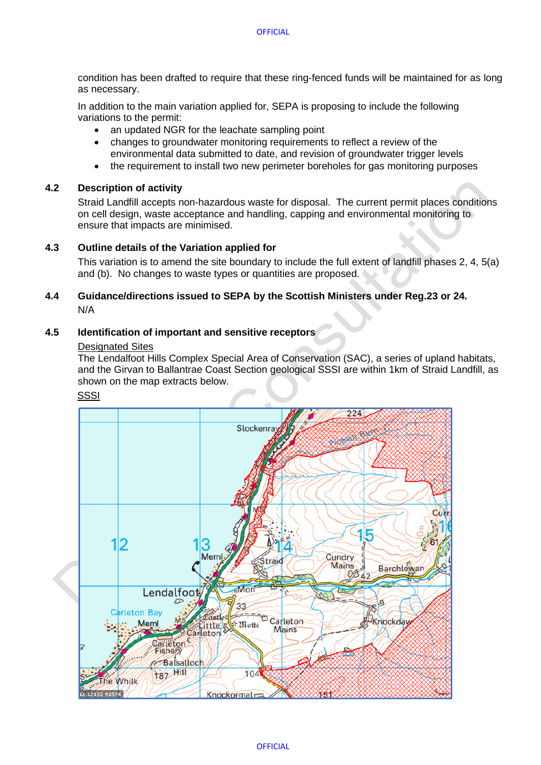condition has been drafted to require that these ring-fenced funds will be maintained for as long as necessary.

In addition to the main variation applied for, SEPA is proposing to include the following variations to the permit:

- an updated NGR for the leachate sampling point
- changes to groundwater monitoring requirements to reflect a review of the environmental data submitted to date, and revision of groundwater trigger levels
- the requirement to install two new perimeter boreholes for gas monitoring purposes

## 4.2 Description of activity

Straid Landfill accepts non-hazardous waste for disposal. The current permit places conditions on cell design, waste acceptance and handling, capping and environmental monitoring to ensure that impacts are minimised.

## 4.3 Outline details of the Variation applied for

This variation is to amend the site boundary to include the full extent of landfill phases 2, 4, 5(a) and (b). No changes to waste types or quantities are proposed.

## 4.4 Guidance/directions issued to SEPA by the Scottish Ministers under Reg.23 or 24.

N/A

## 4.5 Identification of important and sensitive receptors

Designated Sites

The Lendalfoot Hills Complex Special Area of Conservation (SAC), a series of upland habitats, and the Girvan to Ballantrae Coast Section geological SSSI are within 1km of Straid Landfill, as shown on the map extracts below.

SSSI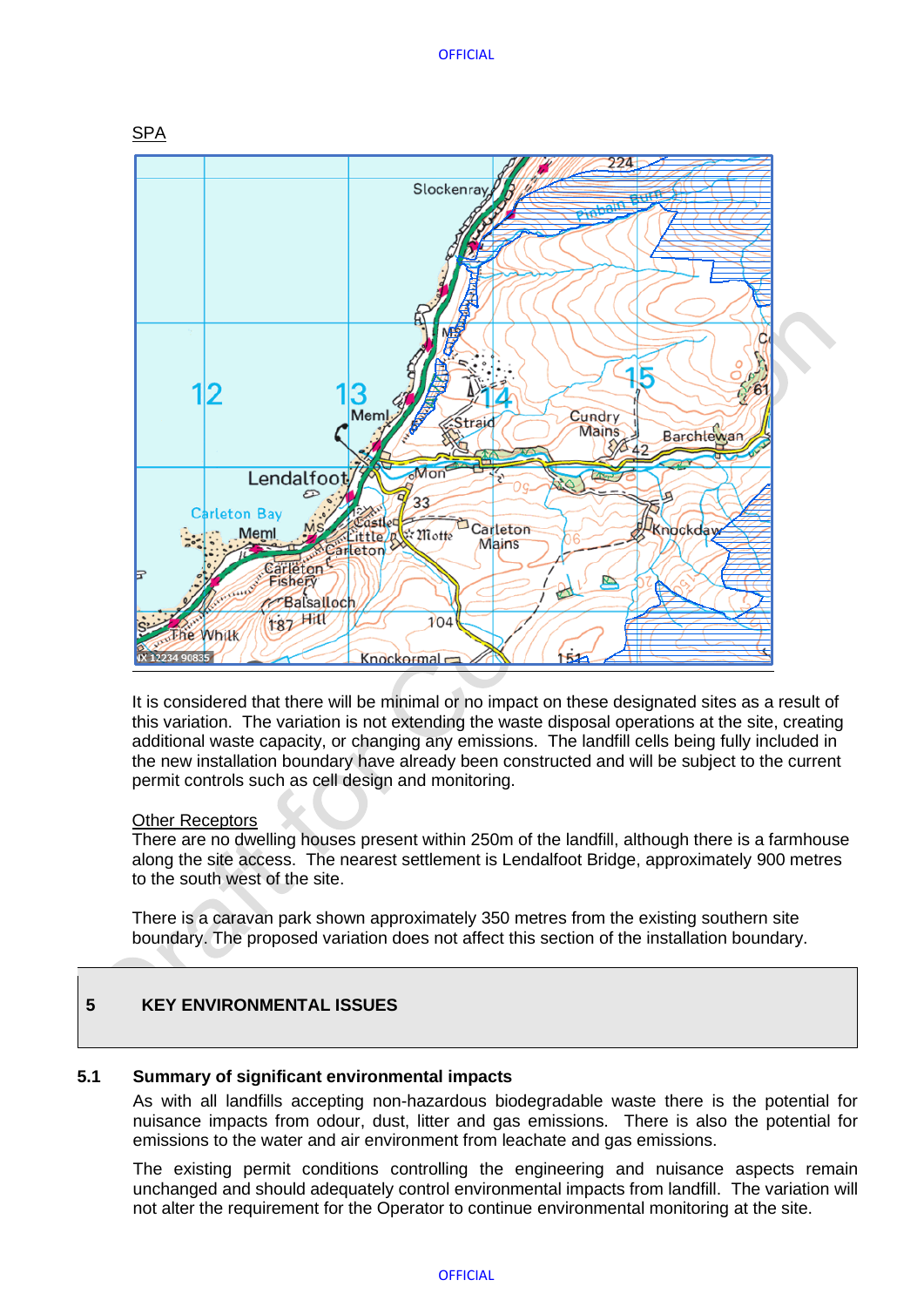SPA

It is considered that there will be minimal or no impact on these designated sites as a result of this variation. The variation is not extending the waste disposal operations at the site, creating additional waste capacity, or changing any emissions. The landfill cells being fully included in the new installation boundary have already been constructed and will be subject to the current permit controls such as cell design and monitoring.

Other Receptors

There are no dwelling houses present within 250m of the landfill, although there is a farmhouse along the site access. The nearest settlement is Lendalfoot Bridge, approximately 900 metres to the south west of the site.

There is a caravan park shown approximately 350 metres from the existing southern site boundary. The proposed variation does not affect this section of the installation boundary.

## 5 KEY ENVIRONMENTAL ISSUES

### 5.1 Summary of significant environmental impacts

As with all landfills accepting non-hazardous biodegradable waste there is the potential for nuisance impacts from odour, dust, litter and gas emissions. There is also the potential for emissions to the water and air environment from leachate and gas emissions.

The existing permit conditions controlling the engineering and nuisance aspects remain unchanged and should adequately control environmental impacts from landfill. The variation will not alter the requirement for the Operator to continue environmental monitoring at the site.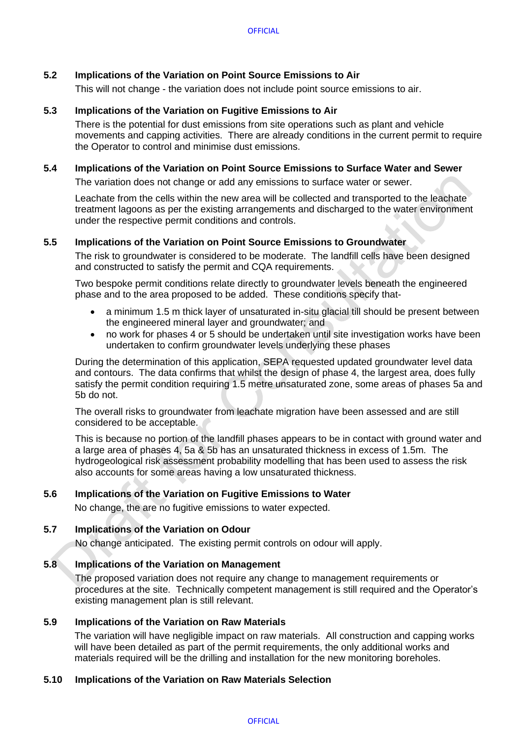### 5.2 Implications of the Variation on Point Source Emissions to Air

This will not change - the variation does not include point source emissions to air.

### 5.3 Implications of the Variation on Fugitive Emissions to Air

There is the potential for dust emissions from site operations such as plant and vehicle movements and capping activities. There are already conditions in the current permit to require the Operator to control and minimise dust emissions.

### 5.4 Implications of the Variation on Point Source Emissions to Surface Water and Sewer

The variation does not change or add any emissions to surface water or sewer.

Leachate from the cells within the new area will be collected and transported to the leachate treatment lagoons as per the existing arrangements and discharged to the water environment under the respective permit conditions and controls.

### 5.5 Implications of the Variation on Point Source Emissions to Groundwater

The risk to groundwater is considered to be moderate. The landfill cells have been designed and constructed to satisfy the permit and CQA requirements.

Two bespoke permit conditions relate directly to groundwater levels beneath the engineered phase and to the area proposed to be added. These conditions specify that-

- a minimum 1.5 m thick layer of unsaturated in-situ glacial till should be present between the engineered mineral layer and groundwater; and
- no work for phases 4 or 5 should be undertaken until site investigation works have been undertaken to confirm groundwater levels underlying these phases

During the determination of this application, SEPA requested updated groundwater level data and contours. The data confirms that whilst the design of phase 4, the largest area, does fully satisfy the permit condition requiring 1.5 metre unsaturated zone, some areas of phases 5a and 5b do not.

The overall risks to groundwater from leachate migration have been assessed and are still considered to be acceptable.

This is because no portion of the landfill phases appears to be in contact with ground water and a large area of phases 4, 5a & 5b has an unsaturated thickness in excess of 1.5m. The hydrogeological risk assessment probability modelling that has been used to assess the risk also accounts for some areas having a low unsaturated thickness.

### 5.6 Implications of the Variation on Fugitive Emissions to Water

No change, the are no fugitive emissions to water expected.

### 5.7 Implications of the Variation on Odour

No change anticipated. The existing permit controls on odour will apply.

### 5.8 Implications of the Variation on Management

The proposed variation does not require any change to management requirements or procedures at the site. Technically competent management is still required and the Operator's existing management plan is still relevant.

### 5.9 Implications of the Variation on Raw Materials

The variation will have negligible impact on raw materials. All construction and capping works will have been detailed as part of the permit requirements, the only additional works and materials required will be the drilling and installation for the new monitoring boreholes.

### 5.10 Implications of the Variation on Raw Materials Selection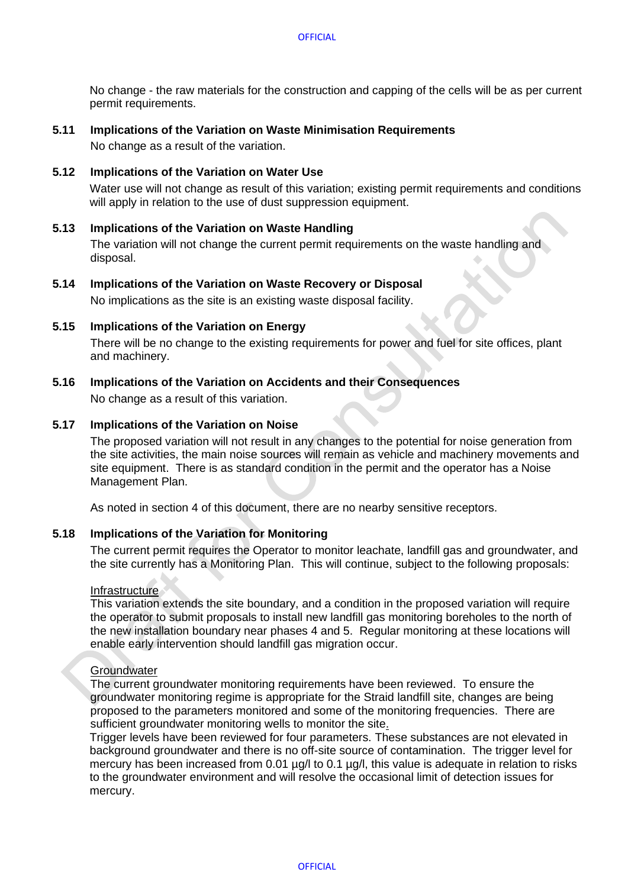No change - the raw materials for the construction and capping of the cells will be as per current permit requirements.

### 5.11 Implications of the Variation on Waste Minimisation Requirements

No change as a result of the variation.

### 5.12 Implications of the Variation on Water Use

Water use will not change as result of this variation; existing permit requirements and conditions will apply in relation to the use of dust suppression equipment.

### 5.13 Implications of the Variation on Waste Handling

The variation will not change the current permit requirements on the waste handling and disposal.

### 5.14 Implications of the Variation on Waste Recovery or Disposal

No implications as the site is an existing waste disposal facility.

### 5.15 Implications of the Variation on Energy

There will be no change to the existing requirements for power and fuel for site offices, plant and machinery.

### 5.16 Implications of the Variation on Accidents and their Consequences

No change as a result of this variation.

### 5.17 Implications of the Variation on Noise

The proposed variation will not result in any changes to the potential for noise generation from the site activities, the main noise sources will remain as vehicle and machinery movements and site equipment. There is as standard condition in the permit and the operator has a Noise Management Plan.

As noted in section 4 of this document, there are no nearby sensitive receptors.

### 5.18 Implications of the Variation for Monitoring

The current permit requires the Operator to monitor leachate, landfill gas and groundwater, and the site currently has a Monitoring Plan. This will continue, subject to the following proposals:

Infrastructure
This variation extends the site boundary, and a condition in the proposed variation will require the operator to submit proposals to install new landfill gas monitoring boreholes to the north of the new installation boundary near phases 4 and 5. Regular monitoring at these locations will enable early intervention should landfill gas migration occur.

Groundwater
The current groundwater monitoring requirements have been reviewed. To ensure the groundwater monitoring regime is appropriate for the Straid landfill site, changes are being proposed to the parameters monitored and some of the monitoring frequencies. There are sufficient groundwater monitoring wells to monitor the site.
Trigger levels have been reviewed for four parameters. These substances are not elevated in background groundwater and there is no off-site source of contamination. The trigger level for mercury has been increased from 0.01 µg/l to 0.1 µg/l, this value is adequate in relation to risks to the groundwater environment and will resolve the occasional limit of detection issues for mercury.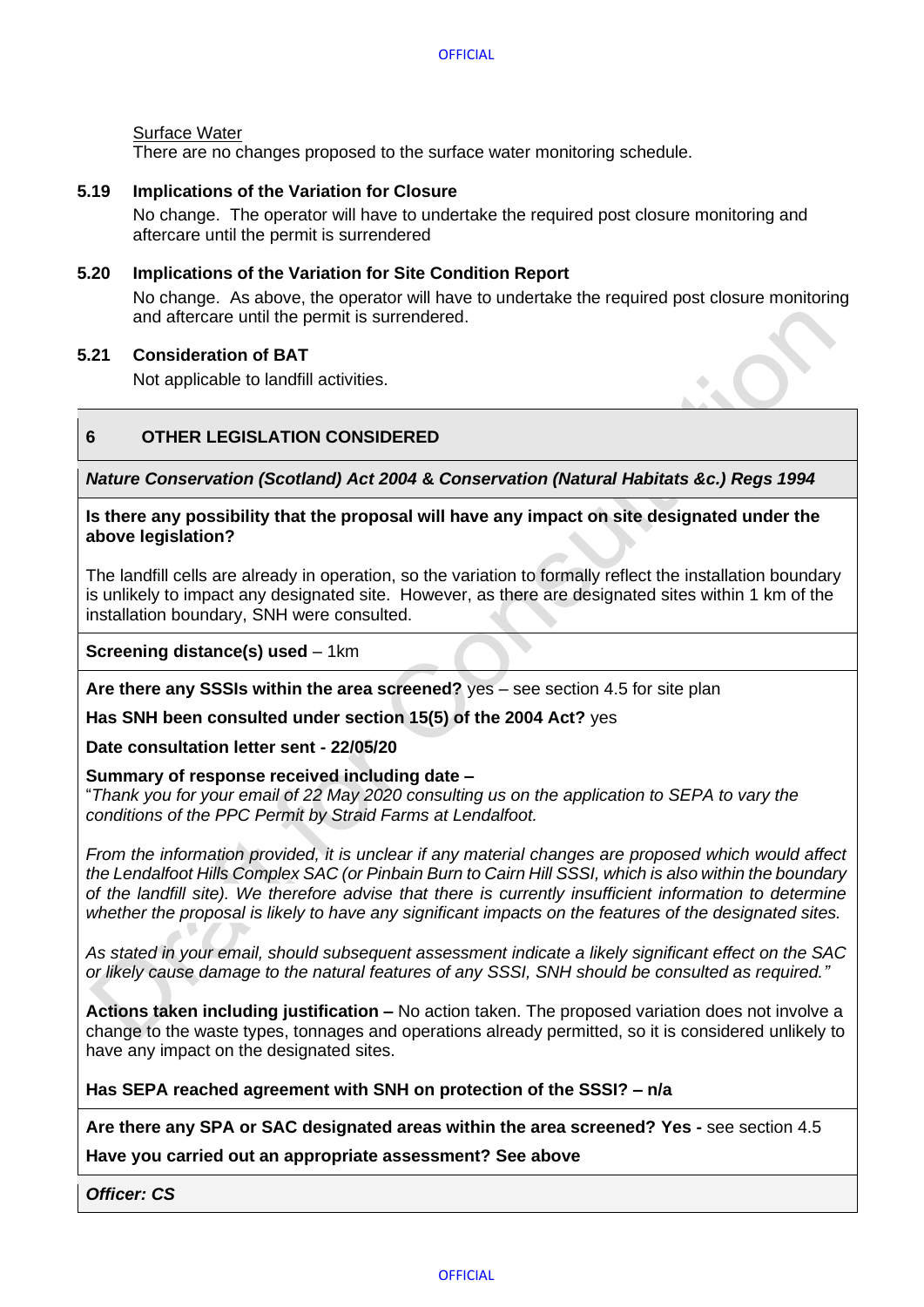Surface Water

There are no changes proposed to the surface water monitoring schedule.

**5.19 Implications of the Variation for Closure**

No change. The operator will have to undertake the required post closure monitoring and aftercare until the permit is surrendered

**5.20 Implications of the Variation for Site Condition Report**

No change. As above, the operator will have to undertake the required post closure monitoring and aftercare until the permit is surrendered.

**5.21 Consideration of BAT**

Not applicable to landfill activities.

## 6 OTHER LEGISLATION CONSIDERED

***Nature Conservation (Scotland) Act 2004 & Conservation (Natural Habitats &c.) Regs 1994***

**Is there any possibility that the proposal will have any impact on site designated under the above legislation?**

The landfill cells are already in operation, so the variation to formally reflect the installation boundary is unlikely to impact any designated site. However, as there are designated sites within 1 km of the installation boundary, SNH were consulted.

**Screening distance(s) used** – 1km

**Are there any SSSIs within the area screened?** yes – see section 4.5 for site plan

**Has SNH been consulted under section 15(5) of the 2004 Act?** yes

**Date consultation letter sent - 22/05/20**

**Summary of response received including date –**
"*Thank you for your email of 22 May 2020 consulting us on the application to SEPA to vary the conditions of the PPC Permit by Straid Farms at Lendalfoot.*

*From the information provided, it is unclear if any material changes are proposed which would affect the Lendalfoot Hills Complex SAC (or Pinbain Burn to Cairn Hill SSSI, which is also within the boundary of the landfill site). We therefore advise that there is currently insufficient information to determine whether the proposal is likely to have any significant impacts on the features of the designated sites.*

*As stated in your email, should subsequent assessment indicate a likely significant effect on the SAC or likely cause damage to the natural features of any SSSI, SNH should be consulted as required."*

**Actions taken including justification –** No action taken. The proposed variation does not involve a change to the waste types, tonnages and operations already permitted, so it is considered unlikely to have any impact on the designated sites.

**Has SEPA reached agreement with SNH on protection of the SSSI? – n/a**

**Are there any SPA or SAC designated areas within the area screened? Yes -** see section 4.5

**Have you carried out an appropriate assessment? See above**

***Officer: CS***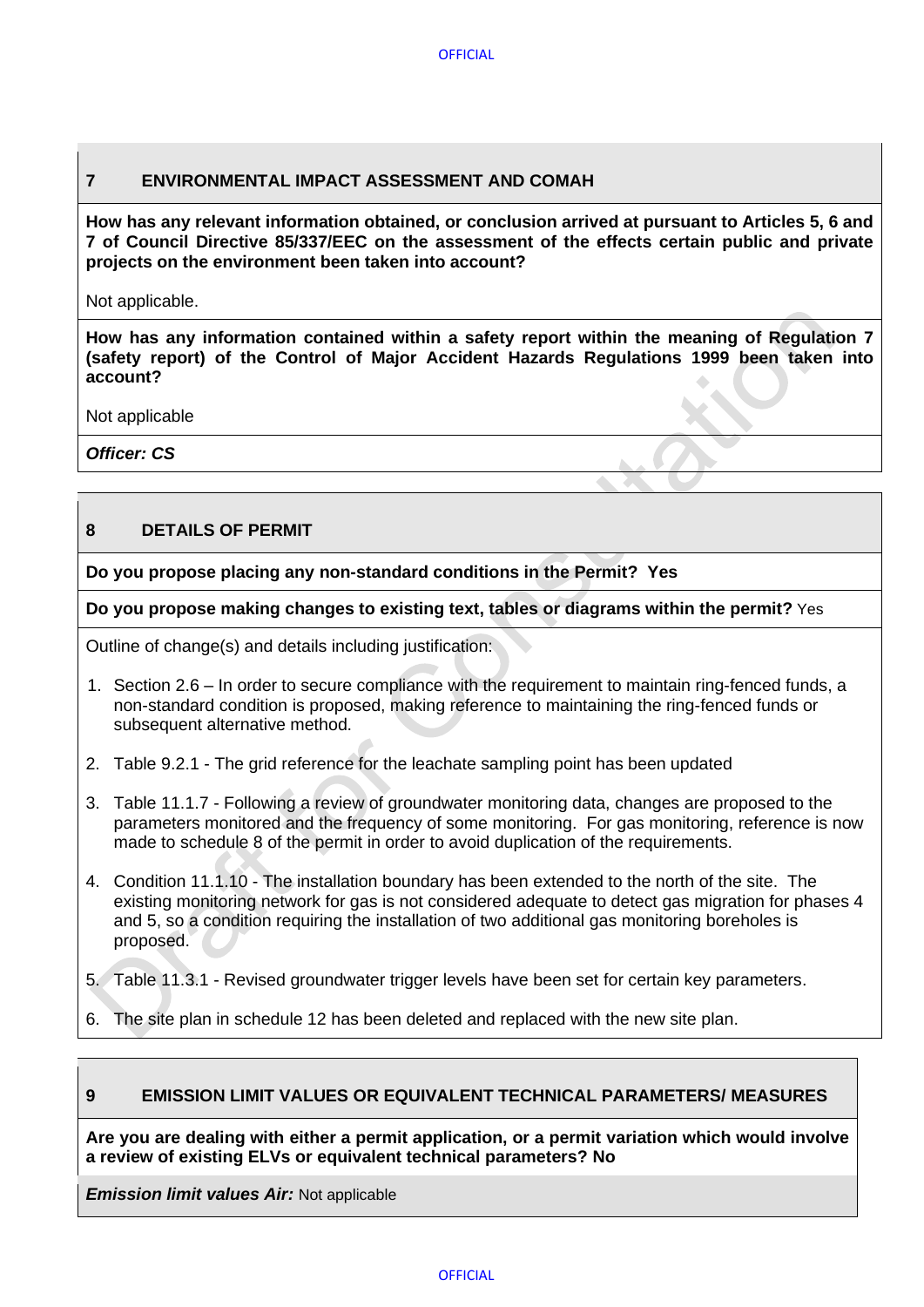## 7 ENVIRONMENTAL IMPACT ASSESSMENT AND COMAH

**How has any relevant information obtained, or conclusion arrived at pursuant to Articles 5, 6 and 7 of Council Directive 85/337/EEC on the assessment of the effects certain public and private projects on the environment been taken into account?**

Not applicable.

**How has any information contained within a safety report within the meaning of Regulation 7 (safety report) of the Control of Major Accident Hazards Regulations 1999 been taken into account?**

Not applicable

***Officer: CS***

## 8 DETAILS OF PERMIT

**Do you propose placing any non-standard conditions in the Permit? Yes**

**Do you propose making changes to existing text, tables or diagrams within the permit?** Yes

Outline of change(s) and details including justification:

1. Section 2.6 – In order to secure compliance with the requirement to maintain ring-fenced funds, a non-standard condition is proposed, making reference to maintaining the ring-fenced funds or subsequent alternative method.
2. Table 9.2.1 - The grid reference for the leachate sampling point has been updated
3. Table 11.1.7 - Following a review of groundwater monitoring data, changes are proposed to the parameters monitored and the frequency of some monitoring. For gas monitoring, reference is now made to schedule 8 of the permit in order to avoid duplication of the requirements.
4. Condition 11.1.10 - The installation boundary has been extended to the north of the site. The existing monitoring network for gas is not considered adequate to detect gas migration for phases 4 and 5, so a condition requiring the installation of two additional gas monitoring boreholes is proposed.
5. Table 11.3.1 - Revised groundwater trigger levels have been set for certain key parameters.
6. The site plan in schedule 12 has been deleted and replaced with the new site plan.

## 9 EMISSION LIMIT VALUES OR EQUIVALENT TECHNICAL PARAMETERS/ MEASURES

**Are you are dealing with either a permit application, or a permit variation which would involve a review of existing ELVs or equivalent technical parameters? No**

***Emission limit values Air:*** Not applicable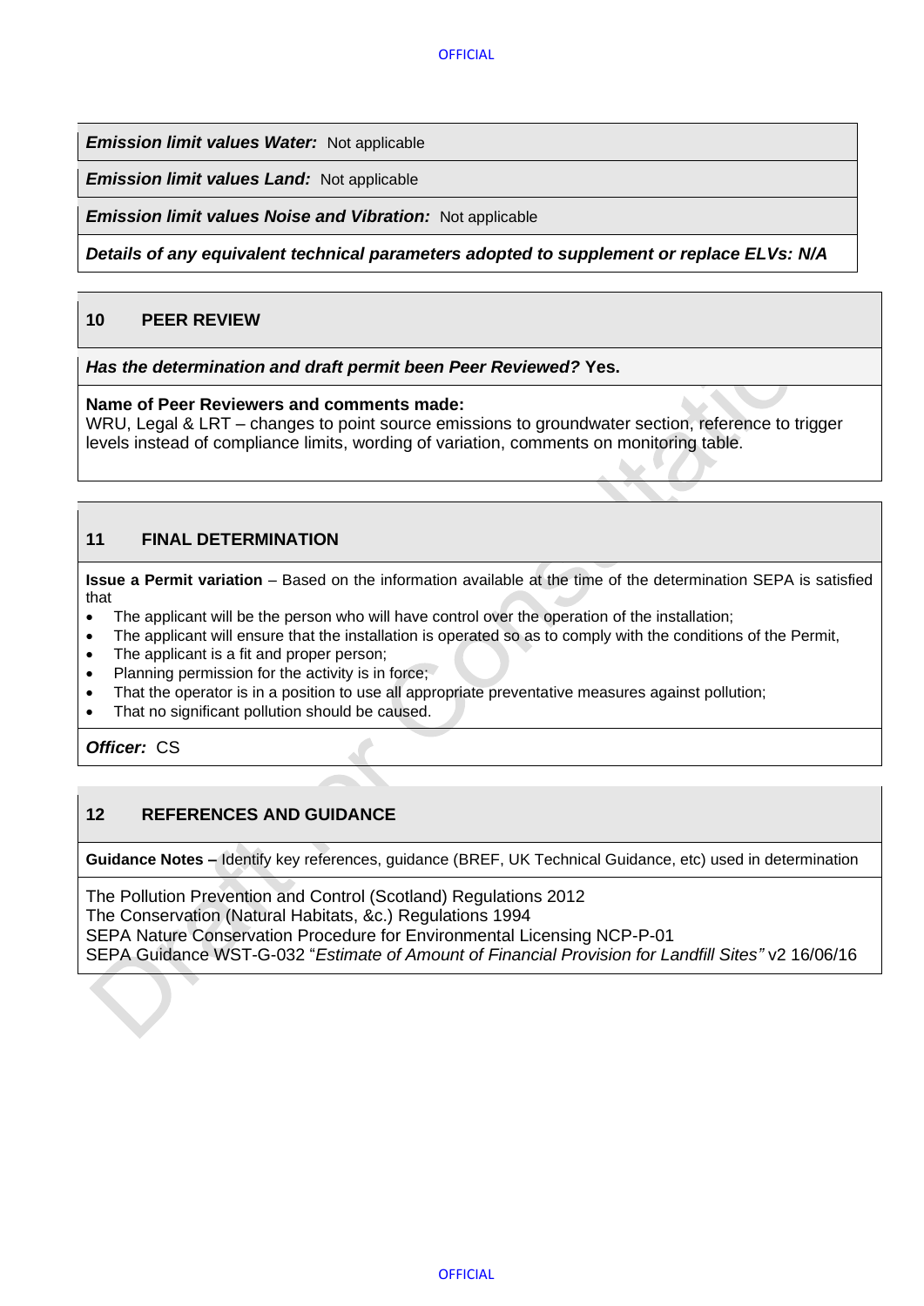***Emission limit values Water:*** Not applicable

***Emission limit values Land:*** Not applicable

***Emission limit values Noise and Vibration:*** Not applicable

***Details of any equivalent technical parameters adopted to supplement or replace ELVs: N/A***

## 10 PEER REVIEW

***Has the determination and draft permit been Peer Reviewed?*** **Yes.**

**Name of Peer Reviewers and comments made:**
WRU, Legal & LRT – changes to point source emissions to groundwater section, reference to trigger levels instead of compliance limits, wording of variation, comments on monitoring table.

## 11 FINAL DETERMINATION

**Issue a Permit variation** – Based on the information available at the time of the determination SEPA is satisfied that

- The applicant will be the person who will have control over the operation of the installation;
- The applicant will ensure that the installation is operated so as to comply with the conditions of the Permit,
- The applicant is a fit and proper person;
- Planning permission for the activity is in force;
- That the operator is in a position to use all appropriate preventative measures against pollution;
- That no significant pollution should be caused.

***Officer:*** CS

## 12 REFERENCES AND GUIDANCE

**Guidance Notes –** Identify key references, guidance (BREF, UK Technical Guidance, etc) used in determination

The Pollution Prevention and Control (Scotland) Regulations 2012
The Conservation (Natural Habitats, &c.) Regulations 1994
SEPA Nature Conservation Procedure for Environmental Licensing NCP-P-01
SEPA Guidance WST-G-032 "*Estimate of Amount of Financial Provision for Landfill Sites"* v2 16/06/16